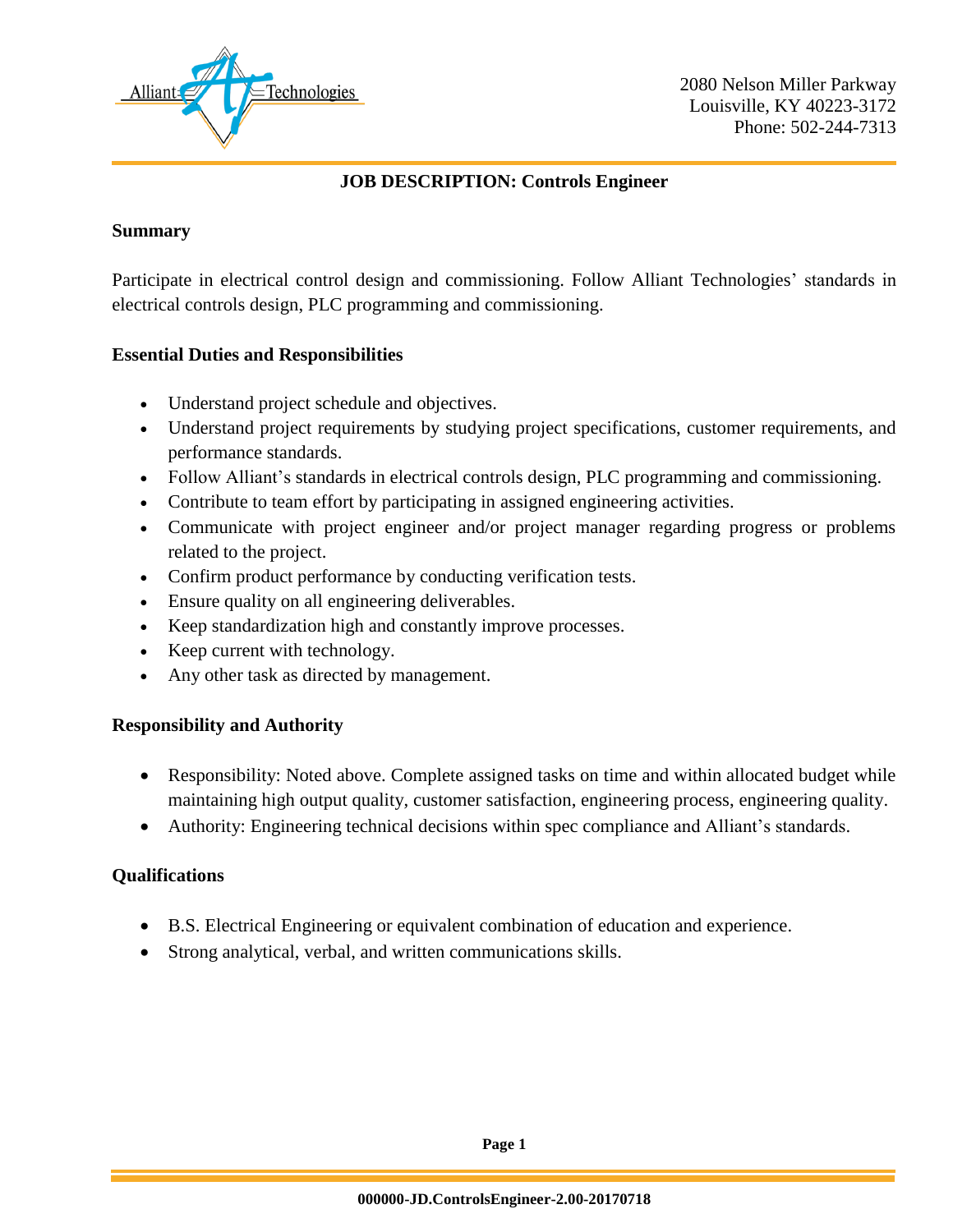Alliant Technologies

2080 Nelson Miller Parkway
Louisville, KY 40223-3172
Phone: 502-244-7313

# JOB DESCRIPTION: Controls Engineer

## Summary

Participate in electrical control design and commissioning. Follow Alliant Technologies' standards in electrical controls design, PLC programming and commissioning.

## Essential Duties and Responsibilities

- Understand project schedule and objectives.
- Understand project requirements by studying project specifications, customer requirements, and performance standards.
- Follow Alliant's standards in electrical controls design, PLC programming and commissioning.
- Contribute to team effort by participating in assigned engineering activities.
- Communicate with project engineer and/or project manager regarding progress or problems related to the project.
- Confirm product performance by conducting verification tests.
- Ensure quality on all engineering deliverables.
- Keep standardization high and constantly improve processes.
- Keep current with technology.
- Any other task as directed by management.

## Responsibility and Authority

- Responsibility: Noted above. Complete assigned tasks on time and within allocated budget while maintaining high output quality, customer satisfaction, engineering process, engineering quality.
- Authority: Engineering technical decisions within spec compliance and Alliant's standards.

## Qualifications

- B.S. Electrical Engineering or equivalent combination of education and experience.
- Strong analytical, verbal, and written communications skills.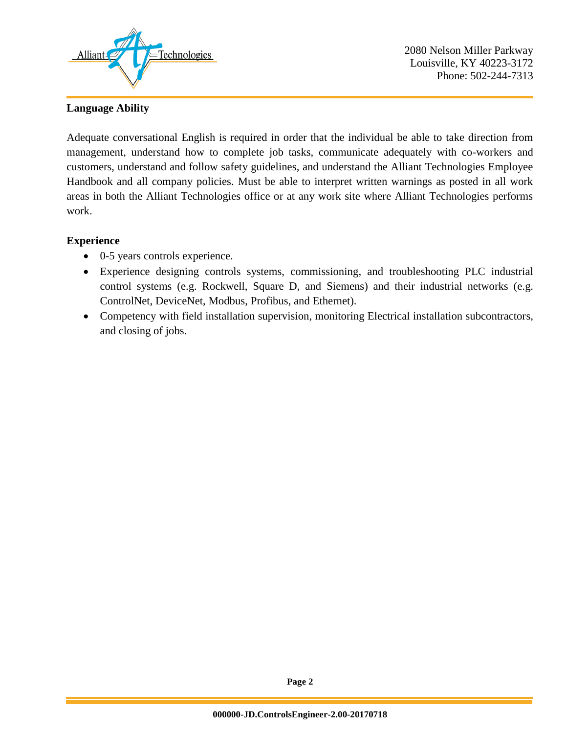**Language Ability**

Adequate conversational English is required in order that the individual be able to take direction from management, understand how to complete job tasks, communicate adequately with co-workers and customers, understand and follow safety guidelines, and understand the Alliant Technologies Employee Handbook and all company policies. Must be able to interpret written warnings as posted in all work areas in both the Alliant Technologies office or at any work site where Alliant Technologies performs work.

**Experience**

- 0-5 years controls experience.
- Experience designing controls systems, commissioning, and troubleshooting PLC industrial control systems (e.g. Rockwell, Square D, and Siemens) and their industrial networks (e.g. ControlNet, DeviceNet, Modbus, Profibus, and Ethernet).
- Competency with field installation supervision, monitoring Electrical installation subcontractors, and closing of jobs.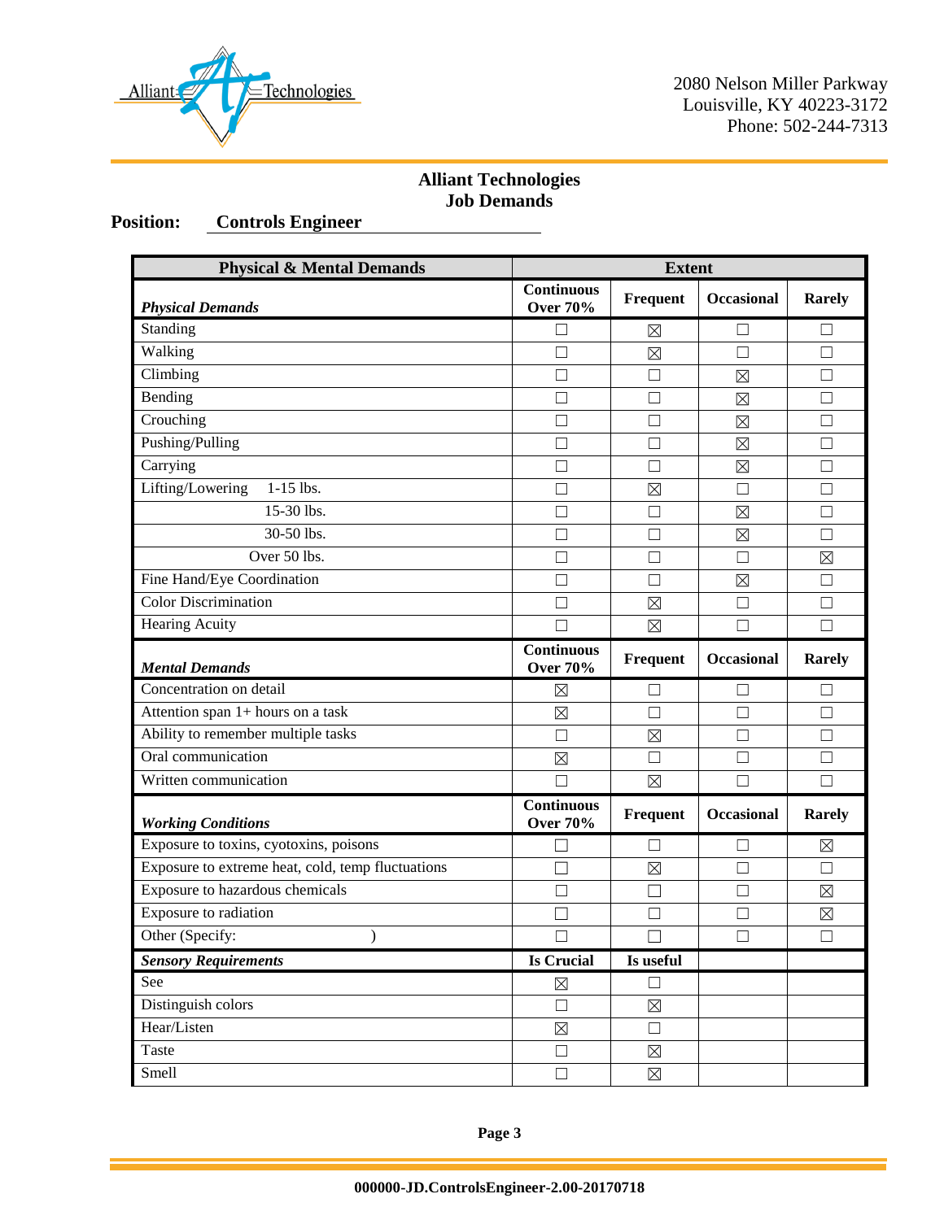2080 Nelson Miller Parkway
Louisville, KY 40223-3172
Phone: 502-244-7313

# Alliant Technologies
## Job Demands

**Position:** **Controls Engineer**

| Physical & Mental Demands | Extent | | | |
|---|---|---|---|---|
| ***Physical Demands*** | **Continuous Over 70%** | **Frequent** | **Occasional** | **Rarely** |
| Standing | ☐ | ☒ | ☐ | ☐ |
| Walking | ☐ | ☒ | ☐ | ☐ |
| Climbing | ☐ | ☐ | ☒ | ☐ |
| Bending | ☐ | ☐ | ☒ | ☐ |
| Crouching | ☐ | ☐ | ☒ | ☐ |
| Pushing/Pulling | ☐ | ☐ | ☒ | ☐ |
| Carrying | ☐ | ☐ | ☒ | ☐ |
| Lifting/Lowering 1-15 lbs. | ☐ | ☒ | ☐ | ☐ |
| 15-30 lbs. | ☐ | ☐ | ☒ | ☐ |
| 30-50 lbs. | ☐ | ☐ | ☒ | ☐ |
| Over 50 lbs. | ☐ | ☐ | ☐ | ☒ |
| Fine Hand/Eye Coordination | ☐ | ☐ | ☒ | ☐ |
| Color Discrimination | ☐ | ☒ | ☐ | ☐ |
| Hearing Acuity | ☐ | ☒ | ☐ | ☐ |
| ***Mental Demands*** | **Continuous Over 70%** | **Frequent** | **Occasional** | **Rarely** |
| Concentration on detail | ☒ | ☐ | ☐ | ☐ |
| Attention span 1+ hours on a task | ☒ | ☐ | ☐ | ☐ |
| Ability to remember multiple tasks | ☐ | ☒ | ☐ | ☐ |
| Oral communication | ☒ | ☐ | ☐ | ☐ |
| Written communication | ☐ | ☒ | ☐ | ☐ |
| ***Working Conditions*** | **Continuous Over 70%** | **Frequent** | **Occasional** | **Rarely** |
| Exposure to toxins, cyotoxins, poisons | ☐ | ☐ | ☐ | ☒ |
| Exposure to extreme heat, cold, temp fluctuations | ☐ | ☒ | ☐ | ☐ |
| Exposure to hazardous chemicals | ☐ | ☐ | ☐ | ☒ |
| Exposure to radiation | ☐ | ☐ | ☐ | ☒ |
| Other (Specify: ) | ☐ | ☐ | ☐ | ☐ |
| ***Sensory Requirements*** | **Is Crucial** | **Is useful** | | |
| See | ☒ | ☐ | | |
| Distinguish colors | ☐ | ☒ | | |
| Hear/Listen | ☒ | ☐ | | |
| Taste | ☐ | ☒ | | |
| Smell | ☐ | ☒ | | |

000000-JD.ControlsEngineer-2.00-20170718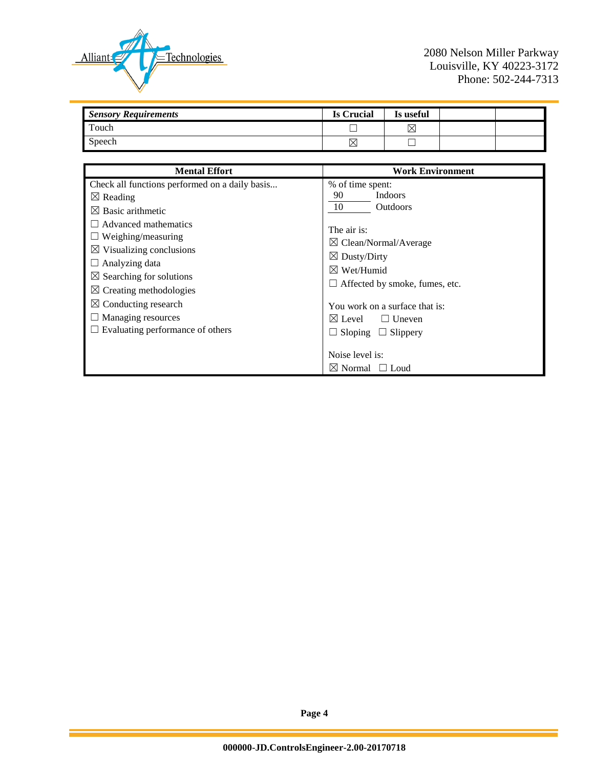| *Sensory Requirements* | Is Crucial | Is useful | | |
|---|---|---|---|---|
| Touch | ☐ | ☒ | | |
| Speech | ☒ | ☐ | | |

| Mental Effort | Work Environment |
|---|---|
| Check all functions performed on a daily basis...<br>☒ Reading<br>☒ Basic arithmetic<br>☐ Advanced mathematics<br>☐ Weighing/measuring<br>☒ Visualizing conclusions<br>☐ Analyzing data<br>☒ Searching for solutions<br>☒ Creating methodologies<br>☒ Conducting research<br>☐ Managing resources<br>☐ Evaluating performance of others | % of time spent:<br>90 Indoors<br>10 Outdoors<br><br>The air is:<br>☒ Clean/Normal/Average<br>☒ Dusty/Dirty<br>☒ Wet/Humid<br>☐ Affected by smoke, fumes, etc.<br><br>You work on a surface that is:<br>☒ Level ☐ Uneven<br>☐ Sloping ☐ Slippery<br><br>Noise level is:<br>☒ Normal ☐ Loud |